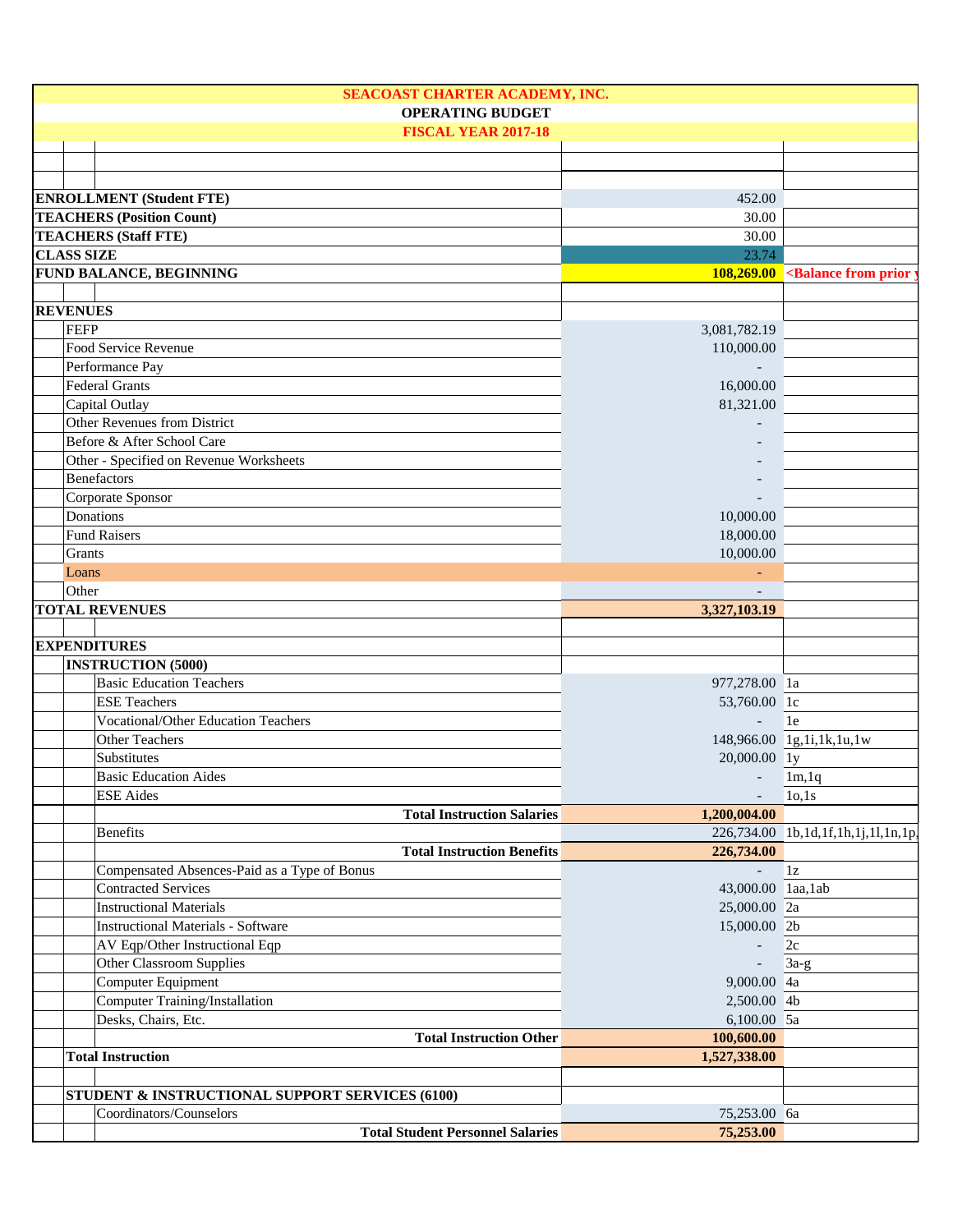# SEACOAST CHARTER ACADEMY, INC.

## OPERATING BUDGET

## FISCAL YEAR 2017-18

| Item | Amount | Notes |
|---|---|---|
| **ENROLLMENT (Student FTE)** | 452.00 | |
| **TEACHERS (Position Count)** | 30.00 | |
| **TEACHERS (Staff FTE)** | 30.00 | |
| **CLASS SIZE** | 23.74 | |
| **FUND BALANCE, BEGINNING** | **108,269.00** | **<Balance from prior y** |
| | | |
| **REVENUES** | | |
| FEFP | 3,081,782.19 | |
| Food Service Revenue | 110,000.00 | |
| Performance Pay | - | |
| Federal Grants | 16,000.00 | |
| Capital Outlay | 81,321.00 | |
| Other Revenues from District | - | |
| Before & After School Care | - | |
| Other - Specified on Revenue Worksheets | - | |
| Benefactors | - | |
| Corporate Sponsor | - | |
| Donations | 10,000.00 | |
| Fund Raisers | 18,000.00 | |
| Grants | 10,000.00 | |
| Loans | - | |
| Other | - | |
| **TOTAL REVENUES** | **3,327,103.19** | |
| | | |
| **EXPENDITURES** | | |
| **INSTRUCTION (5000)** | | |
| Basic Education Teachers | 977,278.00 | 1a |
| ESE Teachers | 53,760.00 | 1c |
| Vocational/Other Education Teachers | - | 1e |
| Other Teachers | 148,966.00 | 1g,1i,1k,1u,1w |
| Substitutes | 20,000.00 | 1y |
| Basic Education Aides | - | 1m,1q |
| ESE Aides | - | 1o,1s |
| **Total Instruction Salaries** | **1,200,004.00** | |
| Benefits | 226,734.00 | 1b,1d,1f,1h,1j,1l,1n,1p, |
| **Total Instruction Benefits** | **226,734.00** | |
| Compensated Absences-Paid as a Type of Bonus | - | 1z |
| Contracted Services | 43,000.00 | 1aa,1ab |
| Instructional Materials | 25,000.00 | 2a |
| Instructional Materials - Software | 15,000.00 | 2b |
| AV Eqp/Other Instructional Eqp | - | 2c |
| Other Classroom Supplies | - | 3a-g |
| Computer Equipment | 9,000.00 | 4a |
| Computer Training/Installation | 2,500.00 | 4b |
| Desks, Chairs, Etc. | 6,100.00 | 5a |
| **Total Instruction Other** | **100,600.00** | |
| **Total Instruction** | **1,527,338.00** | |
| | | |
| **STUDENT & INSTRUCTIONAL SUPPORT SERVICES (6100)** | | |
| Coordinators/Counselors | 75,253.00 | 6a |
| **Total Student Personnel Salaries** | **75,253.00** | |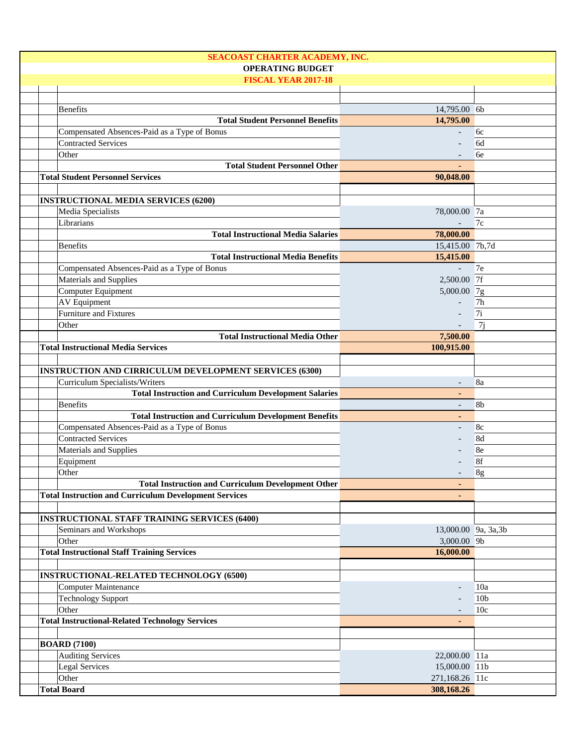# SEACOAST CHARTER ACADEMY, INC.

## OPERATING BUDGET

## FISCAL YEAR 2017-18

| Item | Amount | Ref |
|---|---|---|
| Benefits | 14,795.00 | 6b |
| **Total Student Personnel Benefits** | **14,795.00** | |
| Compensated Absences-Paid as a Type of Bonus | - | 6c |
| Contracted Services | - | 6d |
| Other | - | 6e |
| **Total Student Personnel Other** | **-** | |
| **Total Student Personnel Services** | **90,048.00** | |
| | | |
| **INSTRUCTIONAL MEDIA SERVICES (6200)** | | |
| Media Specialists | 78,000.00 | 7a |
| Librarians | - | 7c |
| **Total Instructional Media Salaries** | **78,000.00** | |
| Benefits | 15,415.00 | 7b,7d |
| **Total Instructional Media Benefits** | **15,415.00** | |
| Compensated Absences-Paid as a Type of Bonus | - | 7e |
| Materials and Supplies | 2,500.00 | 7f |
| Computer Equipment | 5,000.00 | 7g |
| AV Equipment | - | 7h |
| Furniture and Fixtures | - | 7i |
| Other | - | 7j |
| **Total Instructional Media Other** | **7,500.00** | |
| **Total Instructional Media Services** | **100,915.00** | |
| | | |
| **INSTRUCTION AND CIRRICULUM DEVELOPMENT SERVICES (6300)** | | |
| Curriculum Specialists/Writers | - | 8a |
| **Total Instruction and Curriculum Development Salaries** | **-** | |
| Benefits | - | 8b |
| **Total Instruction and Curriculum Development Benefits** | **-** | |
| Compensated Absences-Paid as a Type of Bonus | - | 8c |
| Contracted Services | - | 8d |
| Materials and Supplies | - | 8e |
| Equipment | - | 8f |
| Other | - | 8g |
| **Total Instruction and Curriculum Development Other** | **-** | |
| **Total Instruction and Curriculum Development Services** | **-** | |
| | | |
| **INSTRUCTIONAL STAFF TRAINING SERVICES (6400)** | | |
| Seminars and Workshops | 13,000.00 | 9a, 3a,3b |
| Other | 3,000.00 | 9b |
| **Total Instructional Staff Training Services** | **16,000.00** | |
| | | |
| **INSTRUCTIONAL-RELATED TECHNOLOGY (6500)** | | |
| Computer Maintenance | - | 10a |
| Technology Support | - | 10b |
| Other | - | 10c |
| **Total Instructional-Related Technology Services** | **-** | |
| | | |
| **BOARD (7100)** | | |
| Auditing Services | 22,000.00 | 11a |
| Legal Services | 15,000.00 | 11b |
| Other | 271,168.26 | 11c |
| **Total Board** | **308,168.26** | |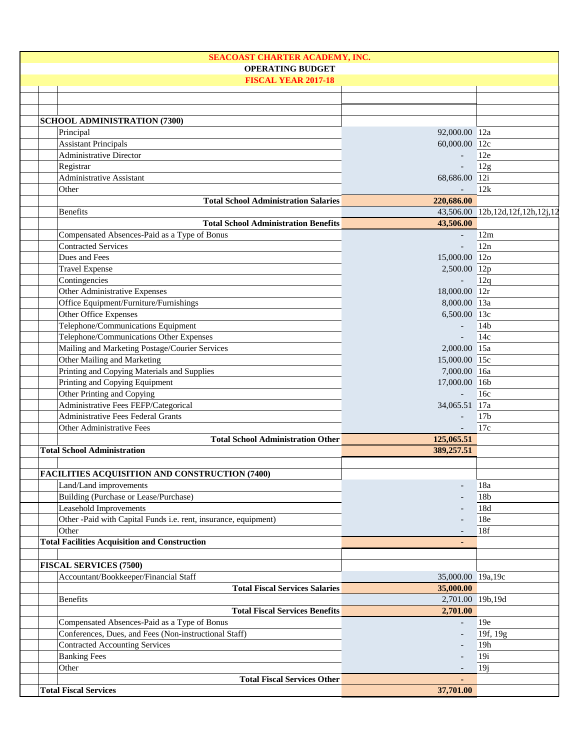**SEACOAST CHARTER ACADEMY, INC.**

**OPERATING BUDGET**

**FISCAL YEAR 2017-18**

| Item | Amount | Reference |
|---|---|---|
| **SCHOOL ADMINISTRATION (7300)** | | |
| Principal | 92,000.00 | 12a |
| Assistant Principals | 60,000.00 | 12c |
| Administrative Director | - | 12e |
| Registrar | - | 12g |
| Administrative Assistant | 68,686.00 | 12i |
| Other | - | 12k |
| **Total School Administration Salaries** | **220,686.00** | |
| Benefits | 43,506.00 | 12b,12d,12f,12h,12j,12 |
| **Total School Administration Benefits** | **43,506.00** | |
| Compensated Absences-Paid as a Type of Bonus | - | 12m |
| Contracted Services | - | 12n |
| Dues and Fees | 15,000.00 | 12o |
| Travel Expense | 2,500.00 | 12p |
| Contingencies | - | 12q |
| Other Administrative Expenses | 18,000.00 | 12r |
| Office Equipment/Furniture/Furnishings | 8,000.00 | 13a |
| Other Office Expenses | 6,500.00 | 13c |
| Telephone/Communications Equipment | - | 14b |
| Telephone/Communications Other Expenses | - | 14c |
| Mailing and Marketing Postage/Courier Services | 2,000.00 | 15a |
| Other Mailing and Marketing | 15,000.00 | 15c |
| Printing and Copying Materials and Supplies | 7,000.00 | 16a |
| Printing and Copying Equipment | 17,000.00 | 16b |
| Other Printing and Copying | - | 16c |
| Administrative Fees FEFP/Categorical | 34,065.51 | 17a |
| Administrative Fees Federal Grants | - | 17b |
| Other Administrative Fees | - | 17c |
| **Total School Administration Other** | **125,065.51** | |
| **Total School Administration** | **389,257.51** | |
| | | |
| **FACILITIES ACQUISITION AND CONSTRUCTION (7400)** | | |
| Land/Land improvements | - | 18a |
| Building (Purchase or Lease/Purchase) | - | 18b |
| Leasehold Improvements | - | 18d |
| Other -Paid with Capital Funds i.e. rent, insurance, equipment) | - | 18e |
| Other | - | 18f |
| **Total Facilities Acquisition and Construction** | **-** | |
| | | |
| **FISCAL SERVICES (7500)** | | |
| Accountant/Bookkeeper/Financial Staff | 35,000.00 | 19a,19c |
| **Total Fiscal Services Salaries** | **35,000.00** | |
| Benefits | 2,701.00 | 19b,19d |
| **Total Fiscal Services Benefits** | **2,701.00** | |
| Compensated Absences-Paid as a Type of Bonus | - | 19e |
| Conferences, Dues, and Fees (Non-instructional Staff) | - | 19f, 19g |
| Contracted Accounting Services | - | 19h |
| Banking Fees | - | 19i |
| Other | - | 19j |
| **Total Fiscal Services Other** | **-** | |
| **Total Fiscal Services** | **37,701.00** | |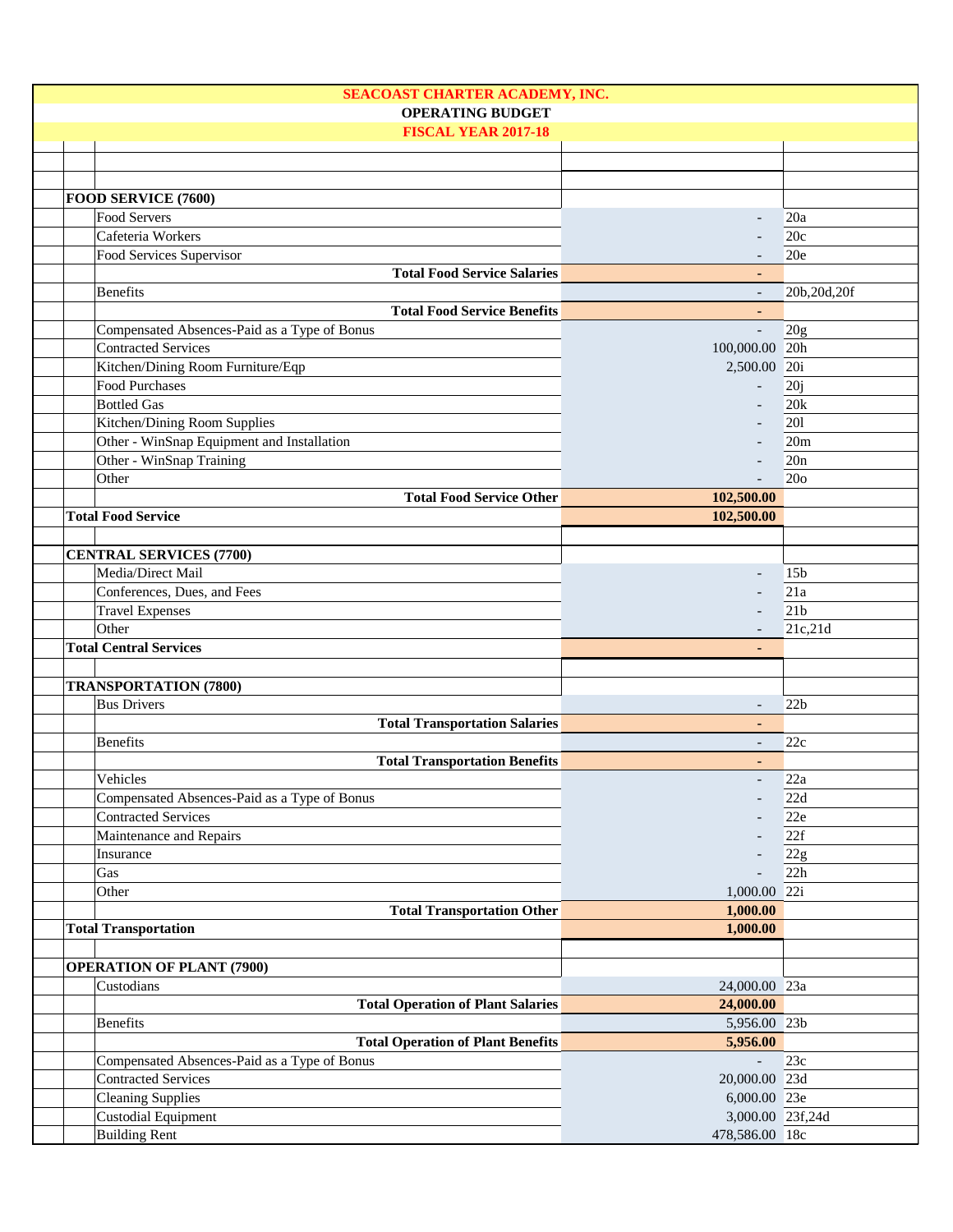**SEACOAST CHARTER ACADEMY, INC.**

**OPERATING BUDGET**

**FISCAL YEAR 2017-18**

| Item | Amount | Ref |
|---|---|---|
| **FOOD SERVICE (7600)** | | |
| Food Servers | - | 20a |
| Cafeteria Workers | - | 20c |
| Food Services Supervisor | - | 20e |
| **Total Food Service Salaries** | **-** | |
| Benefits | - | 20b,20d,20f |
| **Total Food Service Benefits** | **-** | |
| Compensated Absences-Paid as a Type of Bonus | - | 20g |
| Contracted Services | 100,000.00 | 20h |
| Kitchen/Dining Room Furniture/Eqp | 2,500.00 | 20i |
| Food Purchases | - | 20j |
| Bottled Gas | - | 20k |
| Kitchen/Dining Room Supplies | - | 20l |
| Other - WinSnap Equipment and Installation | - | 20m |
| Other - WinSnap Training | - | 20n |
| Other | - | 20o |
| **Total Food Service Other** | **102,500.00** | |
| **Total Food Service** | **102,500.00** | |
| | | |
| **CENTRAL SERVICES (7700)** | | |
| Media/Direct Mail | - | 15b |
| Conferences, Dues, and Fees | - | 21a |
| Travel Expenses | - | 21b |
| Other | - | 21c,21d |
| **Total Central Services** | **-** | |
| | | |
| **TRANSPORTATION (7800)** | | |
| Bus Drivers | - | 22b |
| **Total Transportation Salaries** | **-** | |
| Benefits | - | 22c |
| **Total Transportation Benefits** | **-** | |
| Vehicles | - | 22a |
| Compensated Absences-Paid as a Type of Bonus | - | 22d |
| Contracted Services | - | 22e |
| Maintenance and Repairs | - | 22f |
| Insurance | - | 22g |
| Gas | - | 22h |
| Other | 1,000.00 | 22i |
| **Total Transportation Other** | **1,000.00** | |
| **Total Transportation** | **1,000.00** | |
| | | |
| **OPERATION OF PLANT (7900)** | | |
| Custodians | 24,000.00 | 23a |
| **Total Operation of Plant Salaries** | **24,000.00** | |
| Benefits | 5,956.00 | 23b |
| **Total Operation of Plant Benefits** | **5,956.00** | |
| Compensated Absences-Paid as a Type of Bonus | - | 23c |
| Contracted Services | 20,000.00 | 23d |
| Cleaning Supplies | 6,000.00 | 23e |
| Custodial Equipment | 3,000.00 | 23f,24d |
| Building Rent | 478,586.00 | 18c |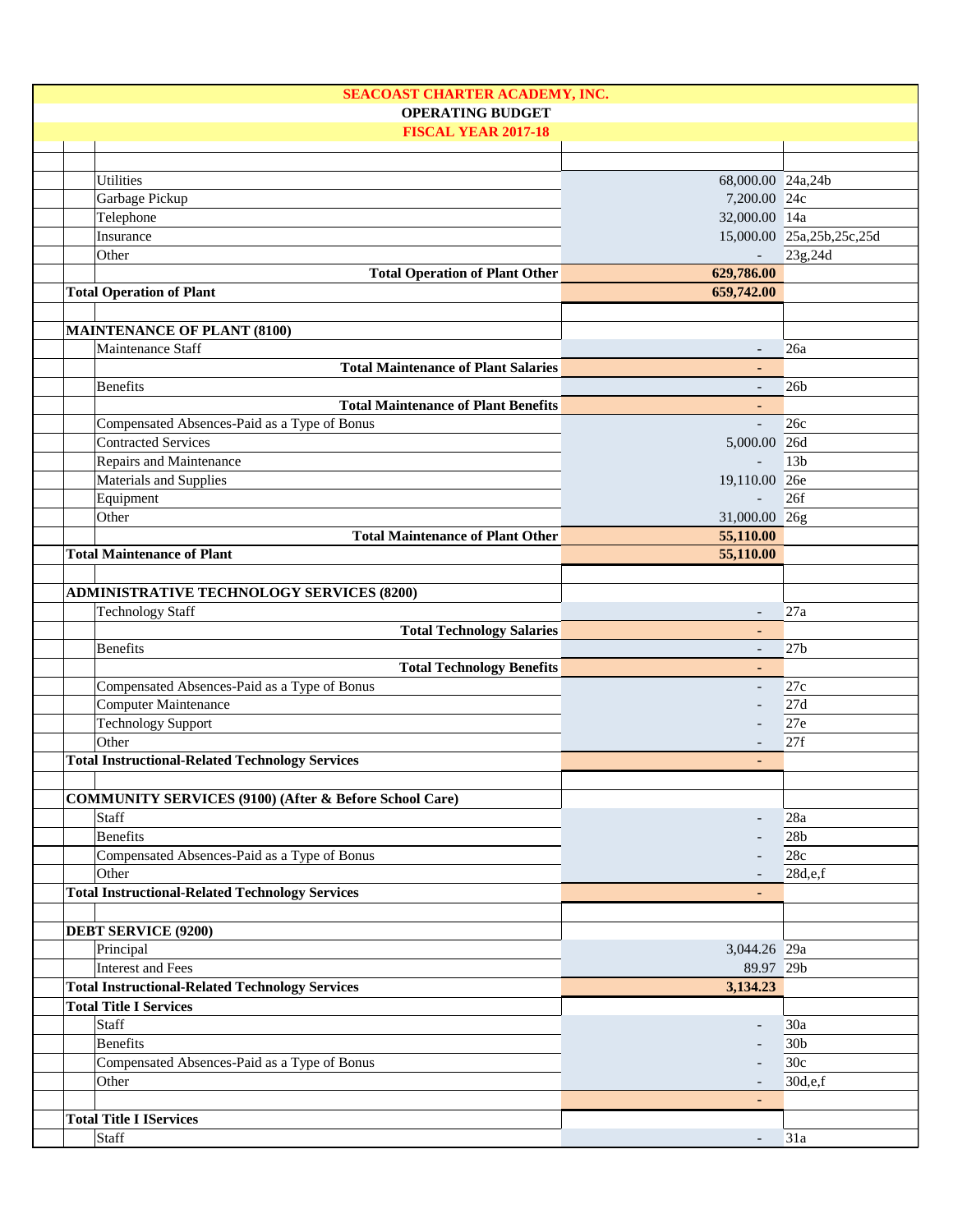**SEACOAST CHARTER ACADEMY, INC.**

**OPERATING BUDGET**

**FISCAL YEAR 2017-18**

| Item | Amount | Reference |
|---|---|---|
| Utilities | 68,000.00 | 24a,24b |
| Garbage Pickup | 7,200.00 | 24c |
| Telephone | 32,000.00 | 14a |
| Insurance | 15,000.00 | 25a,25b,25c,25d |
| Other | - | 23g,24d |
| **Total Operation of Plant Other** | **629,786.00** | |
| **Total Operation of Plant** | **659,742.00** | |
| | | |
| **MAINTENANCE OF PLANT (8100)** | | |
| Maintenance Staff | - | 26a |
| **Total Maintenance of Plant Salaries** | - | |
| Benefits | - | 26b |
| **Total Maintenance of Plant Benefits** | - | |
| Compensated Absences-Paid as a Type of Bonus | - | 26c |
| Contracted Services | 5,000.00 | 26d |
| Repairs and Maintenance | - | 13b |
| Materials and Supplies | 19,110.00 | 26e |
| Equipment | - | 26f |
| Other | 31,000.00 | 26g |
| **Total Maintenance of Plant Other** | **55,110.00** | |
| **Total Maintenance of Plant** | **55,110.00** | |
| | | |
| **ADMINISTRATIVE TECHNOLOGY SERVICES (8200)** | | |
| Technology Staff | - | 27a |
| **Total Technology Salaries** | - | |
| Benefits | - | 27b |
| **Total Technology Benefits** | - | |
| Compensated Absences-Paid as a Type of Bonus | - | 27c |
| Computer Maintenance | - | 27d |
| Technology Support | - | 27e |
| Other | - | 27f |
| **Total Instructional-Related Technology Services** | - | |
| | | |
| **COMMUNITY SERVICES (9100) (After & Before School Care)** | | |
| Staff | - | 28a |
| Benefits | - | 28b |
| Compensated Absences-Paid as a Type of Bonus | - | 28c |
| Other | - | 28d,e,f |
| **Total Instructional-Related Technology Services** | - | |
| | | |
| **DEBT SERVICE (9200)** | | |
| Principal | 3,044.26 | 29a |
| Interest and Fees | 89.97 | 29b |
| **Total Instructional-Related Technology Services** | **3,134.23** | |
| **Total Title I Services** | | |
| Staff | - | 30a |
| Benefits | - | 30b |
| Compensated Absences-Paid as a Type of Bonus | - | 30c |
| Other | - | 30d,e,f |
| | - | |
| **Total Title I IServices** | | |
| Staff | - | 31a |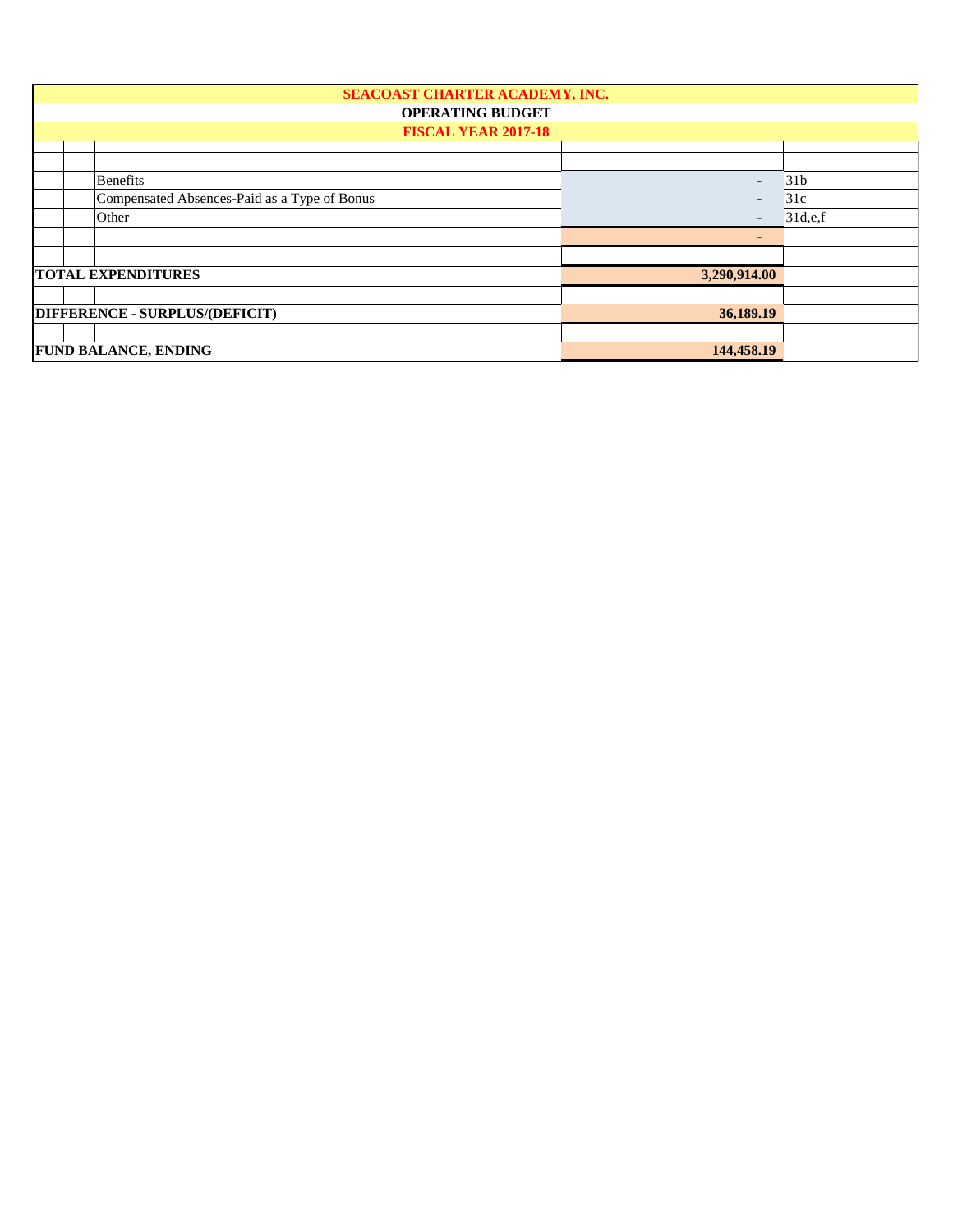# SEACOAST CHARTER ACADEMY, INC.

## OPERATING BUDGET

## FISCAL YEAR 2017-18

| | | | |
|---|---|---|---|
| | | | |
| | Benefits | - | 31b |
| | Compensated Absences-Paid as a Type of Bonus | - | 31c |
| | Other | - | 31d,e,f |
| | | - | |
| | | | |
| **TOTAL EXPENDITURES** | | **3,290,914.00** | |
| | | | |
| **DIFFERENCE - SURPLUS/(DEFICIT)** | | **36,189.19** | |
| | | | |
| **FUND BALANCE, ENDING** | | **144,458.19** | |